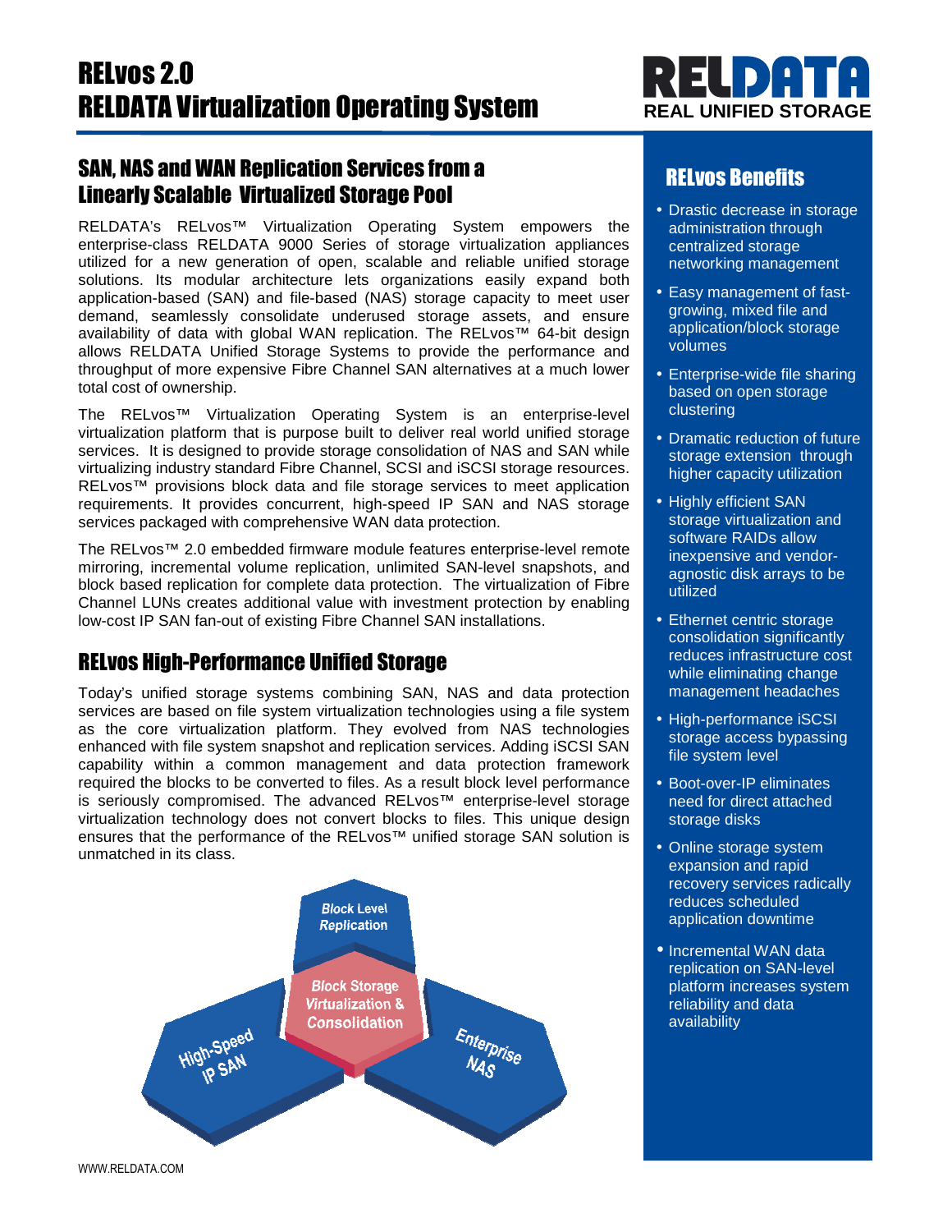# RELvos 2.0
# RELDATA Virtualization Operating System

RELDATA
REAL UNIFIED STORAGE

## SAN, NAS and WAN Replication Services from a Linearly Scalable Virtualized Storage Pool

RELDATA's RELvos™ Virtualization Operating System empowers the enterprise-class RELDATA 9000 Series of storage virtualization appliances utilized for a new generation of open, scalable and reliable unified storage solutions. Its modular architecture lets organizations easily expand both application-based (SAN) and file-based (NAS) storage capacity to meet user demand, seamlessly consolidate underused storage assets, and ensure availability of data with global WAN replication. The RELvos™ 64-bit design allows RELDATA Unified Storage Systems to provide the performance and throughput of more expensive Fibre Channel SAN alternatives at a much lower total cost of ownership.

The RELvos™ Virtualization Operating System is an enterprise-level virtualization platform that is purpose built to deliver real world unified storage services. It is designed to provide storage consolidation of NAS and SAN while virtualizing industry standard Fibre Channel, SCSI and iSCSI storage resources. RELvos™ provisions block data and file storage services to meet application requirements. It provides concurrent, high-speed IP SAN and NAS storage services packaged with comprehensive WAN data protection.

The RELvos™ 2.0 embedded firmware module features enterprise-level remote mirroring, incremental volume replication, unlimited SAN-level snapshots, and block based replication for complete data protection. The virtualization of Fibre Channel LUNs creates additional value with investment protection by enabling low-cost IP SAN fan-out of existing Fibre Channel SAN installations.

## RELvos High-Performance Unified Storage

Today's unified storage systems combining SAN, NAS and data protection services are based on file system virtualization technologies using a file system as the core virtualization platform. They evolved from NAS technologies enhanced with file system snapshot and replication services. Adding iSCSI SAN capability within a common management and data protection framework required the blocks to be converted to files. As a result block level performance is seriously compromised. The advanced RELvos™ enterprise-level storage virtualization technology does not convert blocks to files. This unique design ensures that the performance of the RELvos™ unified storage SAN solution is unmatched in its class.

Block Level Replication

Block Storage Virtualization & Consolidation

High-Speed IP SAN

Enterprise NAS

## RELvos Benefits

- Drastic decrease in storage administration through centralized storage networking management
- Easy management of fast-growing, mixed file and application/block storage volumes
- Enterprise-wide file sharing based on open storage clustering
- Dramatic reduction of future storage extension through higher capacity utilization
- Highly efficient SAN storage virtualization and software RAIDs allow inexpensive and vendor-agnostic disk arrays to be utilized
- Ethernet centric storage consolidation significantly reduces infrastructure cost while eliminating change management headaches
- High-performance iSCSI storage access bypassing file system level
- Boot-over-IP eliminates need for direct attached storage disks
- Online storage system expansion and rapid recovery services radically reduces scheduled application downtime
- Incremental WAN data replication on SAN-level platform increases system reliability and data availability

WWW.RELDATA.COM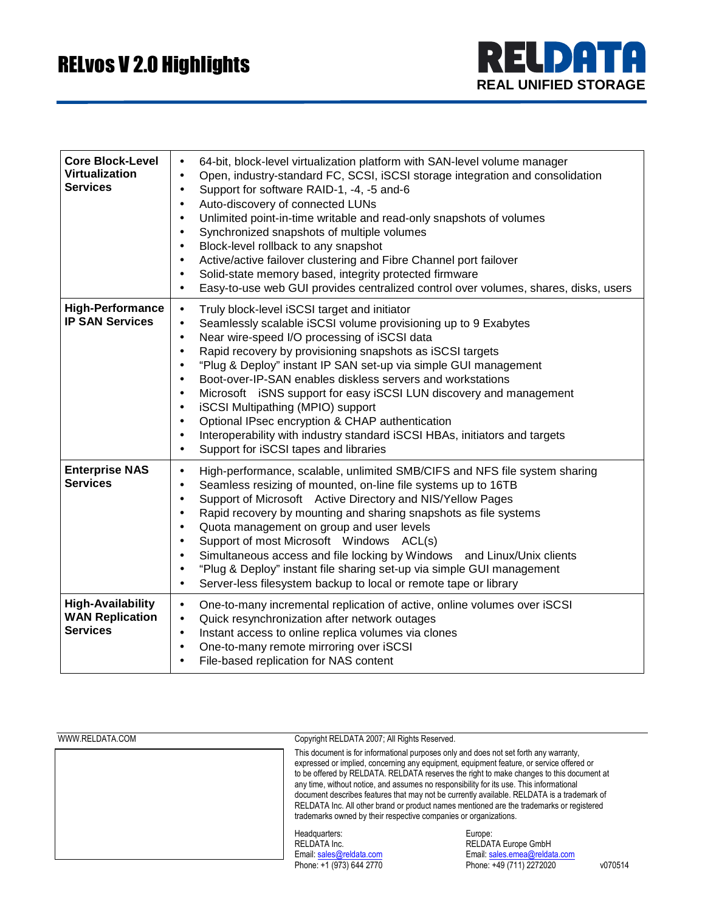# RELvos V 2.0 Highlights

**RELDATA**
**REAL UNIFIED STORAGE**

| | |
|---|---|
| **Core Block-Level Virtualization Services** | • 64-bit, block-level virtualization platform with SAN-level volume manager<br>• Open, industry-standard FC, SCSI, iSCSI storage integration and consolidation<br>• Support for software RAID-1, -4, -5 and-6<br>• Auto-discovery of connected LUNs<br>• Unlimited point-in-time writable and read-only snapshots of volumes<br>• Synchronized snapshots of multiple volumes<br>• Block-level rollback to any snapshot<br>• Active/active failover clustering and Fibre Channel port failover<br>• Solid-state memory based, integrity protected firmware<br>• Easy-to-use web GUI provides centralized control over volumes, shares, disks, users |
| **High-Performance IP SAN Services** | • Truly block-level iSCSI target and initiator<br>• Seamlessly scalable iSCSI volume provisioning up to 9 Exabytes<br>• Near wire-speed I/O processing of iSCSI data<br>• Rapid recovery by provisioning snapshots as iSCSI targets<br>• "Plug & Deploy" instant IP SAN set-up via simple GUI management<br>• Boot-over-IP-SAN enables diskless servers and workstations<br>• Microsoft iSNS support for easy iSCSI LUN discovery and management<br>• iSCSI Multipathing (MPIO) support<br>• Optional IPsec encryption & CHAP authentication<br>• Interoperability with industry standard iSCSI HBAs, initiators and targets<br>• Support for iSCSI tapes and libraries |
| **Enterprise NAS Services** | • High-performance, scalable, unlimited SMB/CIFS and NFS file system sharing<br>• Seamless resizing of mounted, on-line file systems up to 16TB<br>• Support of Microsoft Active Directory and NIS/Yellow Pages<br>• Rapid recovery by mounting and sharing snapshots as file systems<br>• Quota management on group and user levels<br>• Support of most Microsoft Windows ACL(s)<br>• Simultaneous access and file locking by Windows and Linux/Unix clients<br>• "Plug & Deploy" instant file sharing set-up via simple GUI management<br>• Server-less filesystem backup to local or remote tape or library |
| **High-Availability WAN Replication Services** | • One-to-many incremental replication of active, online volumes over iSCSI<br>• Quick resynchronization after network outages<br>• Instant access to online replica volumes via clones<br>• One-to-many remote mirroring over iSCSI<br>• File-based replication for NAS content |

WWW.RELDATA.COM

Copyright RELDATA 2007; All Rights Reserved.

This document is for informational purposes only and does not set forth any warranty, expressed or implied, concerning any equipment, equipment feature, or service offered or to be offered by RELDATA. RELDATA reserves the right to make changes to this document at any time, without notice, and assumes no responsibility for its use. This informational document describes features that may not be currently available. RELDATA is a trademark of RELDATA Inc. All other brand or product names mentioned are the trademarks or registered trademarks owned by their respective companies or organizations.

Headquarters:
RELDATA Inc.
Email: sales@reldata.com
Phone: +1 (973) 644 2770

Europe:
RELDATA Europe GmbH
Email: sales.emea@reldata.com
Phone: +49 (711) 2272020

v070514